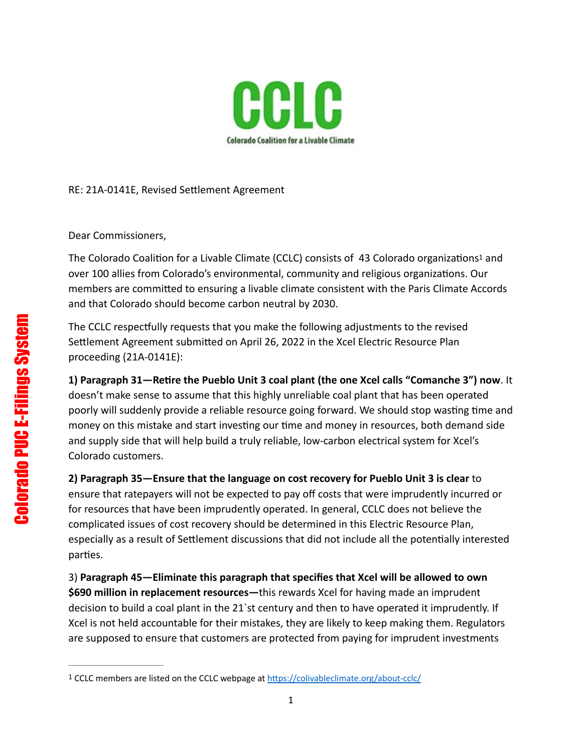**CCLC**

Colorado Coalition for a Livable Climate

RE: 21A-0141E, Revised Settlement Agreement

Dear Commissioners,

The Colorado Coalition for a Livable Climate (CCLC) consists of 43 Colorado organizations[1] and over 100 allies from Colorado's environmental, community and religious organizations. Our members are committed to ensuring a livable climate consistent with the Paris Climate Accords and that Colorado should become carbon neutral by 2030.

The CCLC respectfully requests that you make the following adjustments to the revised Settlement Agreement submitted on April 26, 2022 in the Xcel Electric Resource Plan proceeding (21A-0141E):

**1) Paragraph 31—Retire the Pueblo Unit 3 coal plant (the one Xcel calls "Comanche 3") now**. It doesn't make sense to assume that this highly unreliable coal plant that has been operated poorly will suddenly provide a reliable resource going forward. We should stop wasting time and money on this mistake and start investing our time and money in resources, both demand side and supply side that will help build a truly reliable, low-carbon electrical system for Xcel's Colorado customers.

**2) Paragraph 35—Ensure that the language on cost recovery for Pueblo Unit 3 is clear** to ensure that ratepayers will not be expected to pay off costs that were imprudently incurred or for resources that have been imprudently operated. In general, CCLC does not believe the complicated issues of cost recovery should be determined in this Electric Resource Plan, especially as a result of Settlement discussions that did not include all the potentially interested parties.

3) **Paragraph 45—Eliminate this paragraph that specifies that Xcel will be allowed to own $690 million in replacement resources—**this rewards Xcel for having made an imprudent decision to build a coal plant in the 21`st century and then to have operated it imprudently. If Xcel is not held accountable for their mistakes, they are likely to keep making them. Regulators are supposed to ensure that customers are protected from paying for imprudent investments

---

[1] CCLC members are listed on the CCLC webpage at https://colivableclimate.org/about-cclc/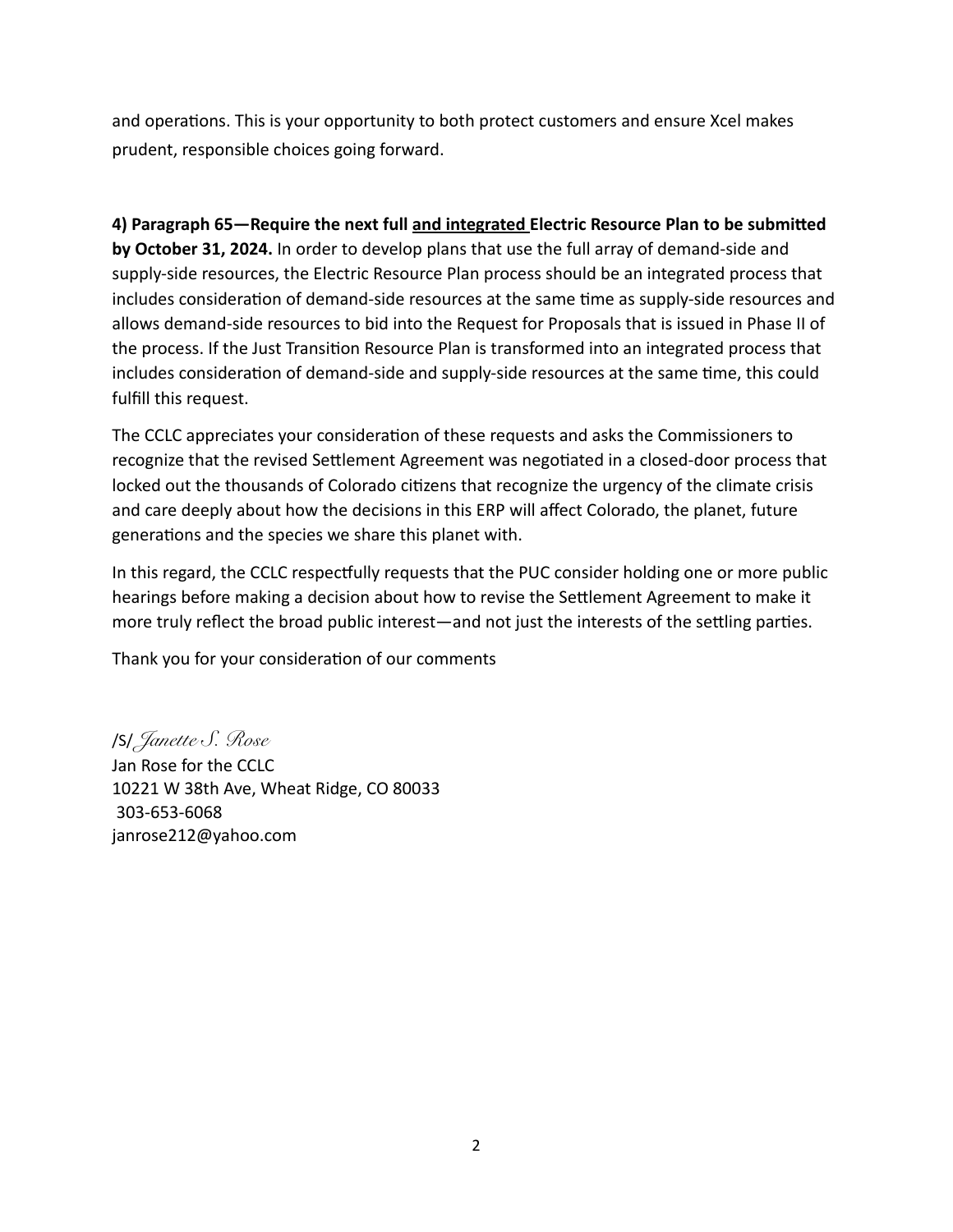and operations. This is your opportunity to both protect customers and ensure Xcel makes prudent, responsible choices going forward.

**4) Paragraph 65—Require the next full <u>and integrated</u> Electric Resource Plan to be submitted by October 31, 2024.** In order to develop plans that use the full array of demand-side and supply-side resources, the Electric Resource Plan process should be an integrated process that includes consideration of demand-side resources at the same time as supply-side resources and allows demand-side resources to bid into the Request for Proposals that is issued in Phase II of the process. If the Just Transition Resource Plan is transformed into an integrated process that includes consideration of demand-side and supply-side resources at the same time, this could fulfill this request.

The CCLC appreciates your consideration of these requests and asks the Commissioners to recognize that the revised Settlement Agreement was negotiated in a closed-door process that locked out the thousands of Colorado citizens that recognize the urgency of the climate crisis and care deeply about how the decisions in this ERP will affect Colorado, the planet, future generations and the species we share this planet with.

In this regard, the CCLC respectfully requests that the PUC consider holding one or more public hearings before making a decision about how to revise the Settlement Agreement to make it more truly reflect the broad public interest—and not just the interests of the settling parties.

Thank you for your consideration of our comments

/S/ *Janette S. Rose*  
Jan Rose for the CCLC  
10221 W 38th Ave, Wheat Ridge, CO 80033  
303-653-6068  
janrose212@yahoo.com